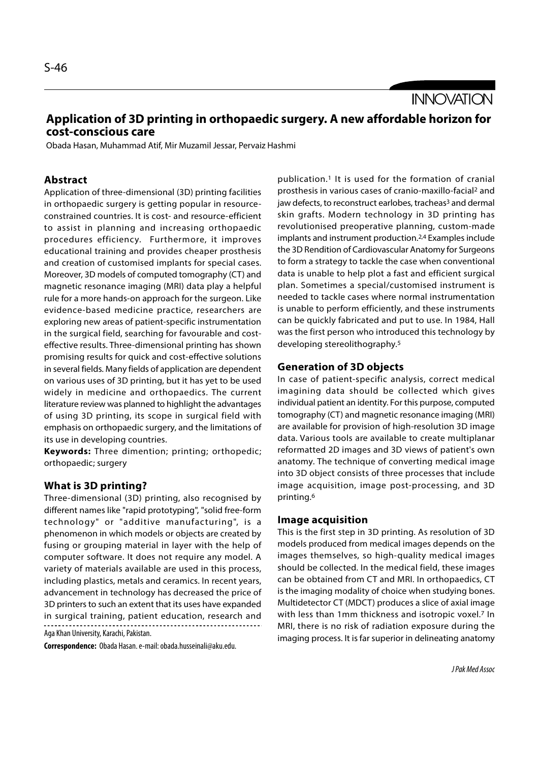INNOVATION

# Application of 3D printing in orthopaedic surgery. A new affordable horizon for cost-conscious care

Obada Hasan, Muhammad Atif, Mir Muzamil Jessar, Pervaiz Hashmi

## Abstract

Application of three-dimensional (3D) printing facilities in orthopaedic surgery is getting popular in resource-constrained countries. It is cost- and resource-efficient to assist in planning and increasing orthopaedic procedures efficiency. Furthermore, it improves educational training and provides cheaper prosthesis and creation of customised implants for special cases. Moreover, 3D models of computed tomography (CT) and magnetic resonance imaging (MRI) data play a helpful rule for a more hands-on approach for the surgeon. Like evidence-based medicine practice, researchers are exploring new areas of patient-specific instrumentation in the surgical field, searching for favourable and cost-effective results. Three-dimensional printing has shown promising results for quick and cost-effective solutions in several fields. Many fields of application are dependent on various uses of 3D printing, but it has yet to be used widely in medicine and orthopaedics. The current literature review was planned to highlight the advantages of using 3D printing, its scope in surgical field with emphasis on orthopaedic surgery, and the limitations of its use in developing countries.

**Keywords:** Three dimention; printing; orthopedic; orthopaedic; surgery

## What is 3D printing?

Three-dimensional (3D) printing, also recognised by different names like "rapid prototyping", "solid free-form technology" or "additive manufacturing", is a phenomenon in which models or objects are created by fusing or grouping material in layer with the help of computer software. It does not require any model. A variety of materials available are used in this process, including plastics, metals and ceramics. In recent years, advancement in technology has decreased the price of 3D printers to such an extent that its uses have expanded in surgical training, patient education, research and publication.[1] It is used for the formation of cranial prosthesis in various cases of cranio-maxillo-facial[2] and jaw defects, to reconstruct earlobes, tracheas[3] and dermal skin grafts. Modern technology in 3D printing has revolutionised preoperative planning, custom-made implants and instrument production.[2,4] Examples include the 3D Rendition of Cardiovascular Anatomy for Surgeons to form a strategy to tackle the case when conventional data is unable to help plot a fast and efficient surgical plan. Sometimes a special/customised instrument is needed to tackle cases where normal instrumentation is unable to perform efficiently, and these instruments can be quickly fabricated and put to use. In 1984, Hall was the first person who introduced this technology by developing stereolithography.[5]

Aga Khan University, Karachi, Pakistan.

**Correspondence:** Obada Hasan. e-mail: obada.husseinali@aku.edu.

## Generation of 3D objects

In case of patient-specific analysis, correct medical imagining data should be collected which gives individual patient an identity. For this purpose, computed tomography (CT) and magnetic resonance imaging (MRI) are available for provision of high-resolution 3D image data. Various tools are available to create multiplanar reformatted 2D images and 3D views of patient's own anatomy. The technique of converting medical image into 3D object consists of three processes that include image acquisition, image post-processing, and 3D printing.[6]

## Image acquisition

This is the first step in 3D printing. As resolution of 3D models produced from medical images depends on the images themselves, so high-quality medical images should be collected. In the medical field, these images can be obtained from CT and MRI. In orthopaedics, CT is the imaging modality of choice when studying bones. Multidetector CT (MDCT) produces a slice of axial image with less than 1mm thickness and isotropic voxel.[7] In MRI, there is no risk of radiation exposure during the imaging process. It is far superior in delineating anatomy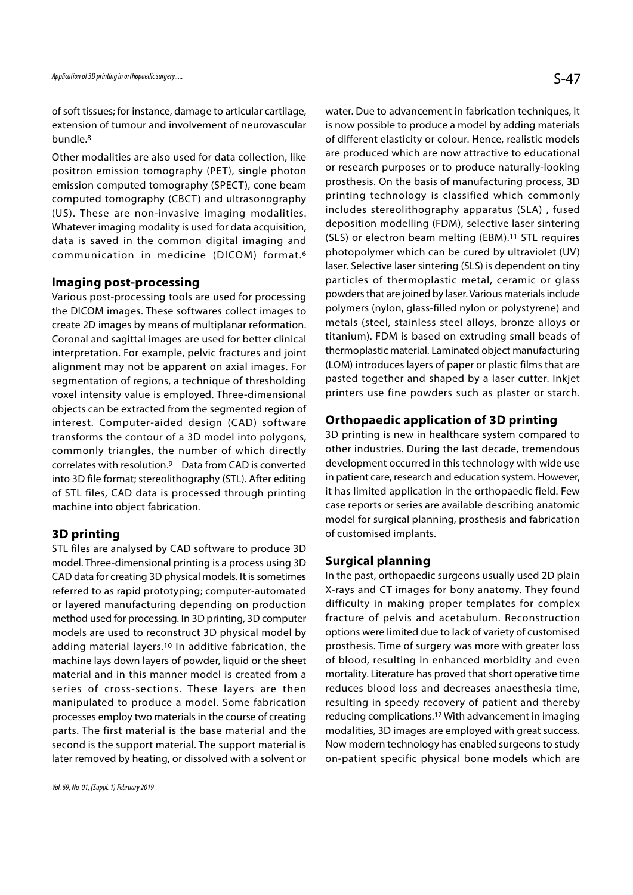of soft tissues; for instance, damage to articular cartilage, extension of tumour and involvement of neurovascular bundle.[8]

Other modalities are also used for data collection, like positron emission tomography (PET), single photon emission computed tomography (SPECT), cone beam computed tomography (CBCT) and ultrasonography (US). These are non-invasive imaging modalities. Whatever imaging modality is used for data acquisition, data is saved in the common digital imaging and communication in medicine (DICOM) format.[6]

## Imaging post-processing

Various post-processing tools are used for processing the DICOM images. These softwares collect images to create 2D images by means of multiplanar reformation. Coronal and sagittal images are used for better clinical interpretation. For example, pelvic fractures and joint alignment may not be apparent on axial images. For segmentation of regions, a technique of thresholding voxel intensity value is employed. Three-dimensional objects can be extracted from the segmented region of interest. Computer-aided design (CAD) software transforms the contour of a 3D model into polygons, commonly triangles, the number of which directly correlates with resolution.[9] Data from CAD is converted into 3D file format; stereolithography (STL). After editing of STL files, CAD data is processed through printing machine into object fabrication.

## 3D printing

STL files are analysed by CAD software to produce 3D model. Three-dimensional printing is a process using 3D CAD data for creating 3D physical models. It is sometimes referred to as rapid prototyping; computer-automated or layered manufacturing depending on production method used for processing. In 3D printing, 3D computer models are used to reconstruct 3D physical model by adding material layers.[10] In additive fabrication, the machine lays down layers of powder, liquid or the sheet material and in this manner model is created from a series of cross-sections. These layers are then manipulated to produce a model. Some fabrication processes employ two materials in the course of creating parts. The first material is the base material and the second is the support material. The support material is later removed by heating, or dissolved with a solvent or water. Due to advancement in fabrication techniques, it is now possible to produce a model by adding materials of different elasticity or colour. Hence, realistic models are produced which are now attractive to educational or research purposes or to produce naturally-looking prosthesis. On the basis of manufacturing process, 3D printing technology is classified which commonly includes stereolithography apparatus (SLA) , fused deposition modelling (FDM), selective laser sintering (SLS) or electron beam melting (EBM).[11] STL requires photopolymer which can be cured by ultraviolet (UV) laser. Selective laser sintering (SLS) is dependent on tiny particles of thermoplastic metal, ceramic or glass powders that are joined by laser. Various materials include polymers (nylon, glass-filled nylon or polystyrene) and metals (steel, stainless steel alloys, bronze alloys or titanium). FDM is based on extruding small beads of thermoplastic material. Laminated object manufacturing (LOM) introduces layers of paper or plastic films that are pasted together and shaped by a laser cutter. Inkjet printers use fine powders such as plaster or starch.

## Orthopaedic application of 3D printing

3D printing is new in healthcare system compared to other industries. During the last decade, tremendous development occurred in this technology with wide use in patient care, research and education system. However, it has limited application in the orthopaedic field. Few case reports or series are available describing anatomic model for surgical planning, prosthesis and fabrication of customised implants.

## Surgical planning

In the past, orthopaedic surgeons usually used 2D plain X-rays and CT images for bony anatomy. They found difficulty in making proper templates for complex fracture of pelvis and acetabulum. Reconstruction options were limited due to lack of variety of customised prosthesis. Time of surgery was more with greater loss of blood, resulting in enhanced morbidity and even mortality. Literature has proved that short operative time reduces blood loss and decreases anaesthesia time, resulting in speedy recovery of patient and thereby reducing complications.[12] With advancement in imaging modalities, 3D images are employed with great success. Now modern technology has enabled surgeons to study on-patient specific physical bone models which are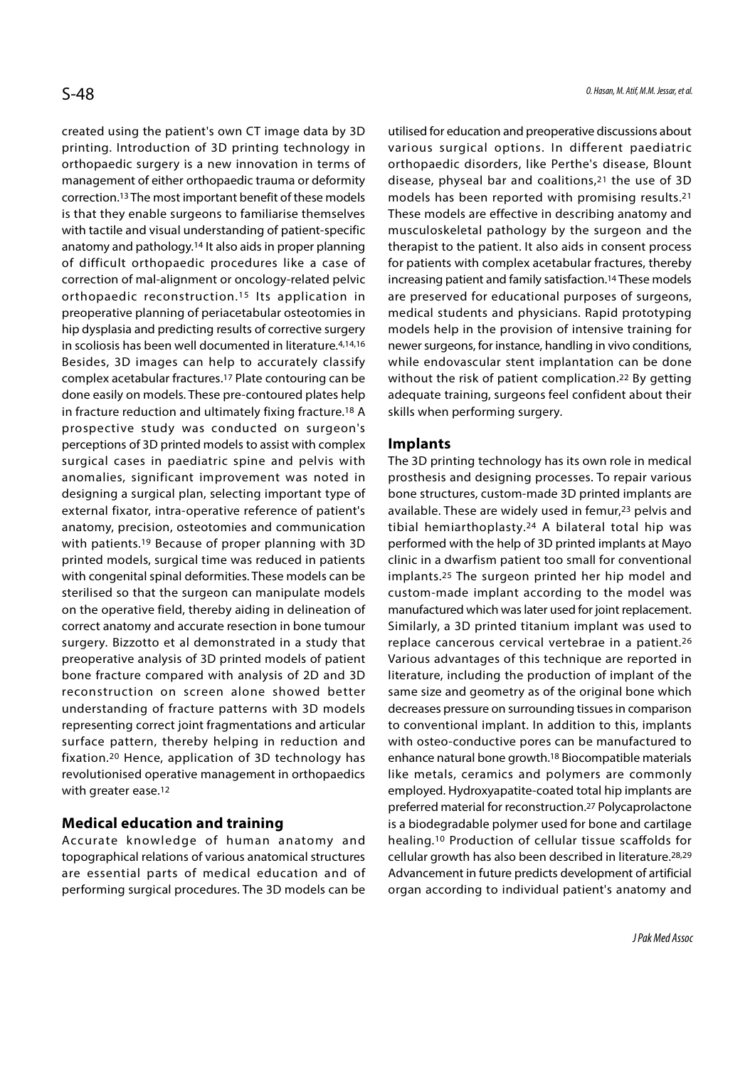created using the patient's own CT image data by 3D printing. Introduction of 3D printing technology in orthopaedic surgery is a new innovation in terms of management of either orthopaedic trauma or deformity correction.[13] The most important benefit of these models is that they enable surgeons to familiarise themselves with tactile and visual understanding of patient-specific anatomy and pathology.[14] It also aids in proper planning of difficult orthopaedic procedures like a case of correction of mal-alignment or oncology-related pelvic orthopaedic reconstruction.[15] Its application in preoperative planning of periacetabular osteotomies in hip dysplasia and predicting results of corrective surgery in scoliosis has been well documented in literature.[4,14,16] Besides, 3D images can help to accurately classify complex acetabular fractures.[17] Plate contouring can be done easily on models. These pre-contoured plates help in fracture reduction and ultimately fixing fracture.[18] A prospective study was conducted on surgeon's perceptions of 3D printed models to assist with complex surgical cases in paediatric spine and pelvis with anomalies, significant improvement was noted in designing a surgical plan, selecting important type of external fixator, intra-operative reference of patient's anatomy, precision, osteotomies and communication with patients.[19] Because of proper planning with 3D printed models, surgical time was reduced in patients with congenital spinal deformities. These models can be sterilised so that the surgeon can manipulate models on the operative field, thereby aiding in delineation of correct anatomy and accurate resection in bone tumour surgery. Bizzotto et al demonstrated in a study that preoperative analysis of 3D printed models of patient bone fracture compared with analysis of 2D and 3D reconstruction on screen alone showed better understanding of fracture patterns with 3D models representing correct joint fragmentations and articular surface pattern, thereby helping in reduction and fixation.[20] Hence, application of 3D technology has revolutionised operative management in orthopaedics with greater ease.[12]

## Medical education and training

Accurate knowledge of human anatomy and topographical relations of various anatomical structures are essential parts of medical education and of performing surgical procedures. The 3D models can be utilised for education and preoperative discussions about various surgical options. In different paediatric orthopaedic disorders, like Perthe's disease, Blount disease, physeal bar and coalitions,[21] the use of 3D models has been reported with promising results.[21] These models are effective in describing anatomy and musculoskeletal pathology by the surgeon and the therapist to the patient. It also aids in consent process for patients with complex acetabular fractures, thereby increasing patient and family satisfaction.[14] These models are preserved for educational purposes of surgeons, medical students and physicians. Rapid prototyping models help in the provision of intensive training for newer surgeons, for instance, handling in vivo conditions, while endovascular stent implantation can be done without the risk of patient complication.[22] By getting adequate training, surgeons feel confident about their skills when performing surgery.

## Implants

The 3D printing technology has its own role in medical prosthesis and designing processes. To repair various bone structures, custom-made 3D printed implants are available. These are widely used in femur,[23] pelvis and tibial hemiarthoplasty.[24] A bilateral total hip was performed with the help of 3D printed implants at Mayo clinic in a dwarfism patient too small for conventional implants.[25] The surgeon printed her hip model and custom-made implant according to the model was manufactured which was later used for joint replacement. Similarly, a 3D printed titanium implant was used to replace cancerous cervical vertebrae in a patient.[26] Various advantages of this technique are reported in literature, including the production of implant of the same size and geometry as of the original bone which decreases pressure on surrounding tissues in comparison to conventional implant. In addition to this, implants with osteo-conductive pores can be manufactured to enhance natural bone growth.[18] Biocompatible materials like metals, ceramics and polymers are commonly employed. Hydroxyapatite-coated total hip implants are preferred material for reconstruction.[27] Polycaprolactone is a biodegradable polymer used for bone and cartilage healing.[10] Production of cellular tissue scaffolds for cellular growth has also been described in literature.[28,29] Advancement in future predicts development of artificial organ according to individual patient's anatomy and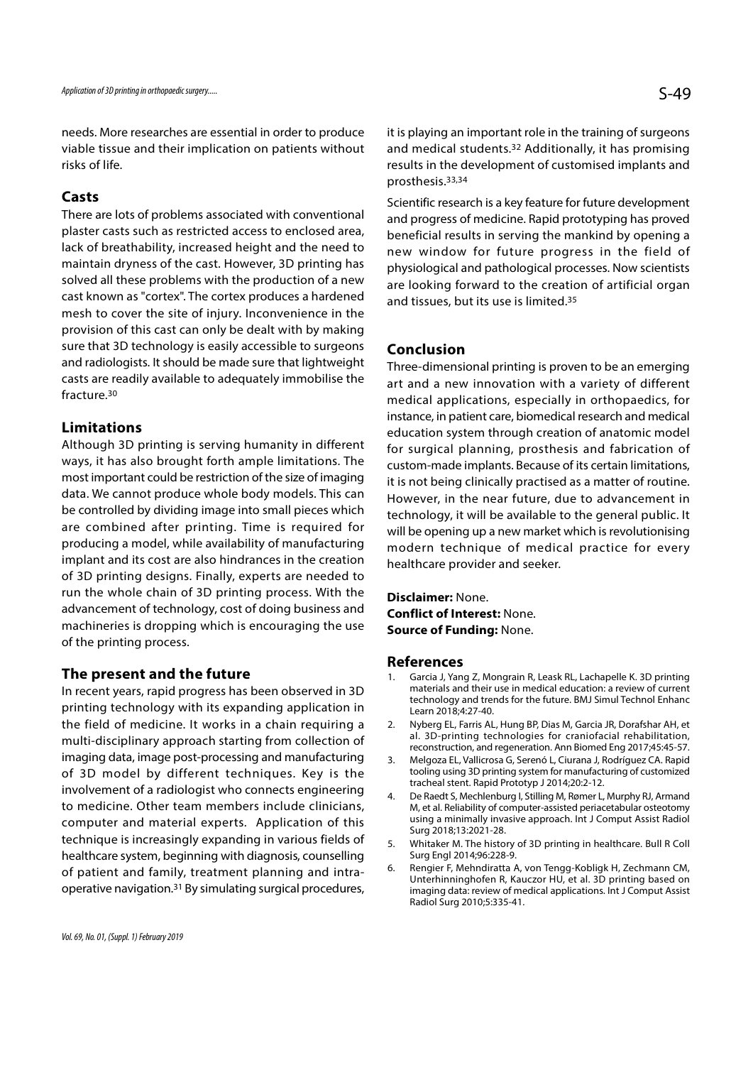needs. More researches are essential in order to produce viable tissue and their implication on patients without risks of life.

## Casts

There are lots of problems associated with conventional plaster casts such as restricted access to enclosed area, lack of breathability, increased height and the need to maintain dryness of the cast. However, 3D printing has solved all these problems with the production of a new cast known as "cortex". The cortex produces a hardened mesh to cover the site of injury. Inconvenience in the provision of this cast can only be dealt with by making sure that 3D technology is easily accessible to surgeons and radiologists. It should be made sure that lightweight casts are readily available to adequately immobilise the fracture.[30]

## Limitations

Although 3D printing is serving humanity in different ways, it has also brought forth ample limitations. The most important could be restriction of the size of imaging data. We cannot produce whole body models. This can be controlled by dividing image into small pieces which are combined after printing. Time is required for producing a model, while availability of manufacturing implant and its cost are also hindrances in the creation of 3D printing designs. Finally, experts are needed to run the whole chain of 3D printing process. With the advancement of technology, cost of doing business and machineries is dropping which is encouraging the use of the printing process.

## The present and the future

In recent years, rapid progress has been observed in 3D printing technology with its expanding application in the field of medicine. It works in a chain requiring a multi-disciplinary approach starting from collection of imaging data, image post-processing and manufacturing of 3D model by different techniques. Key is the involvement of a radiologist who connects engineering to medicine. Other team members include clinicians, computer and material experts. Application of this technique is increasingly expanding in various fields of healthcare system, beginning with diagnosis, counselling of patient and family, treatment planning and intra-operative navigation.[31] By simulating surgical procedures, it is playing an important role in the training of surgeons and medical students.[32] Additionally, it has promising results in the development of customised implants and prosthesis.[33,34]

Scientific research is a key feature for future development and progress of medicine. Rapid prototyping has proved beneficial results in serving the mankind by opening a new window for future progress in the field of physiological and pathological processes. Now scientists are looking forward to the creation of artificial organ and tissues, but its use is limited.[35]

## Conclusion

Three-dimensional printing is proven to be an emerging art and a new innovation with a variety of different medical applications, especially in orthopaedics, for instance, in patient care, biomedical research and medical education system through creation of anatomic model for surgical planning, prosthesis and fabrication of custom-made implants. Because of its certain limitations, it is not being clinically practised as a matter of routine. However, in the near future, due to advancement in technology, it will be available to the general public. It will be opening up a new market which is revolutionising modern technique of medical practice for every healthcare provider and seeker.

**Disclaimer:** None.
**Conflict of Interest:** None.
**Source of Funding:** None.

## References

1. Garcia J, Yang Z, Mongrain R, Leask RL, Lachapelle K. 3D printing materials and their use in medical education: a review of current technology and trends for the future. BMJ Simul Technol Enhanc Learn 2018;4:27-40.
2. Nyberg EL, Farris AL, Hung BP, Dias M, Garcia JR, Dorafshar AH, et al. 3D-printing technologies for craniofacial rehabilitation, reconstruction, and regeneration. Ann Biomed Eng 2017;45:45-57.
3. Melgoza EL, Vallicrosa G, Serenó L, Ciurana J, Rodríguez CA. Rapid tooling using 3D printing system for manufacturing of customized tracheal stent. Rapid Prototyp J 2014;20:2-12.
4. De Raedt S, Mechlenburg I, Stilling M, Rømer L, Murphy RJ, Armand M, et al. Reliability of computer-assisted periacetabular osteotomy using a minimally invasive approach. Int J Comput Assist Radiol Surg 2018;13:2021-28.
5. Whitaker M. The history of 3D printing in healthcare. Bull R Coll Surg Engl 2014;96:228-9.
6. Rengier F, Mehndiratta A, von Tengg-Kobligk H, Zechmann CM, Unterhinninghofen R, Kauczor HU, et al. 3D printing based on imaging data: review of medical applications. Int J Comput Assist Radiol Surg 2010;5:335-41.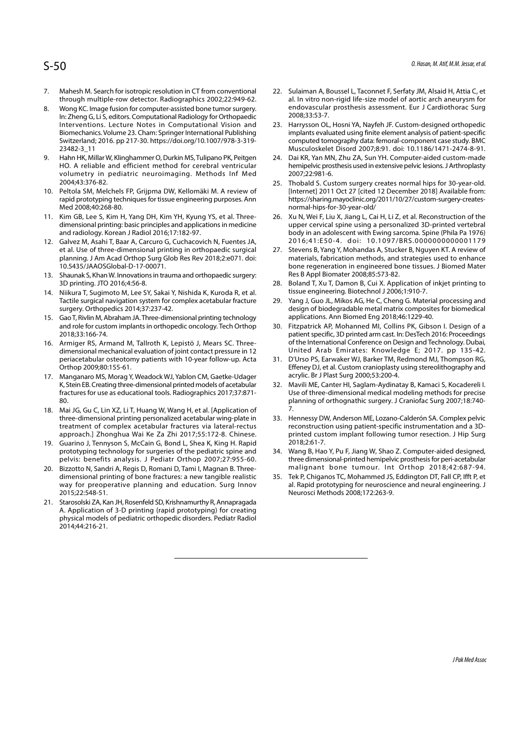7. Mahesh M. Search for isotropic resolution in CT from conventional through multiple-row detector. Radiographics 2002;22:949-62.
8. Wong KC. Image fusion for computer-assisted bone tumor surgery. In: Zheng G, Li S, editors. Computational Radiology for Orthopaedic Interventions. Lecture Notes in Computational Vision and Biomechanics. Volume 23. Cham: Springer International Publishing Switzerland; 2016. pp 217-30. https://doi.org/10.1007/978-3-319-23482-3_11
9. Hahn HK, Millar W, Klinghammer O, Durkin MS, Tulipano PK, Peitgen HO. A reliable and efficient method for cerebral ventricular volumetry in pediatric neuroimaging. Methods Inf Med 2004;43:376-82.
10. Peltola SM, Melchels FP, Grijpma DW, Kellomäki M. A review of rapid prototyping techniques for tissue engineering purposes. Ann Med 2008;40:268-80.
11. Kim GB, Lee S, Kim H, Yang DH, Kim YH, Kyung YS, et al. Three-dimensional printing: basic principles and applications in medicine and radiology. Korean J Radiol 2016;17:182-97.
12. Galvez M, Asahi T, Baar A, Carcuro G, Cuchacovich N, Fuentes JA, et al. Use of three-dimensional printing in orthopaedic surgical planning. J Am Acad Orthop Surg Glob Res Rev 2018;2:e071. doi: 10.5435/JAAOSGlobal-D-17-00071.
13. Shaunak S, Khan W. Innovations in trauma and orthopaedic surgery: 3D printing. JTO 2016;4:56-8.
14. Niikura T, Sugimoto M, Lee SY, Sakai Y, Nishida K, Kuroda R, et al. Tactile surgical navigation system for complex acetabular fracture surgery. Orthopedics 2014;37:237-42.
15. Gao T, Rivlin M, Abraham JA. Three-dimensional printing technology and role for custom implants in orthopedic oncology. Tech Orthop 2018;33:166-74.
16. Armiger RS, Armand M, Tallroth K, Lepistö J, Mears SC. Three-dimensional mechanical evaluation of joint contact pressure in 12 periacetabular osteotomy patients with 10-year follow-up. Acta Orthop 2009;80:155-61.
17. Manganaro MS, Morag Y, Weadock WJ, Yablon CM, Gaetke-Udager K, Stein EB. Creating three-dimensional printed models of acetabular fractures for use as educational tools. Radiographics 2017;37:871-80.
18. Mai JG, Gu C, Lin XZ, Li T, Huang W, Wang H, et al. [Application of three-dimensional printing personalized acetabular wing-plate in treatment of complex acetabular fractures via lateral-rectus approach.] Zhonghua Wai Ke Za Zhi 2017;55:172-8. Chinese.
19. Guarino J, Tennyson S, McCain G, Bond L, Shea K, King H. Rapid prototyping technology for surgeries of the pediatric spine and pelvis: benefits analysis. J Pediatr Orthop 2007;27:955-60.
20. Bizzotto N, Sandri A, Regis D, Romani D, Tami I, Magnan B. Three-dimensional printing of bone fractures: a new tangible realistic way for preoperative planning and education. Surg Innov 2015;22:548-51.
21. Starosolski ZA, Kan JH, Rosenfeld SD, Krishnamurthy R, Annapragada A. Application of 3-D printing (rapid prototyping) for creating physical models of pediatric orthopedic disorders. Pediatr Radiol 2014;44:216-21.
22. Sulaiman A, Boussel L, Taconnet F, Serfaty JM, Alsaid H, Attia C, et al. In vitro non-rigid life-size model of aortic arch aneurysm for endovascular prosthesis assessment. Eur J Cardiothorac Surg 2008;33:53-7.
23. Harrysson OL, Hosni YA, Nayfeh JF. Custom-designed orthopedic implants evaluated using finite element analysis of patient-specific computed tomography data: femoral-component case study. BMC Musculoskelet Disord 2007;8:91. doi: 10.1186/1471-2474-8-91.
24. Dai KR, Yan MN, Zhu ZA, Sun YH. Computer-aided custom-made hemipelvic prosthesis used in extensive pelvic lesions. J Arthroplasty 2007;22:981-6.
25. Thobald S. Custom surgery creates normal hips for 30-year-old. [Internet] 2011 Oct 27 [cited 12 December 2018] Available from: https://sharing.mayoclinic.org/2011/10/27/custom-surgery-creates-normal-hips-for-30-year-old/
26. Xu N, Wei F, Liu X, Jiang L, Cai H, Li Z, et al. Reconstruction of the upper cervical spine using a personalized 3D-printed vertebral body in an adolescent with Ewing sarcoma. Spine (Phila Pa 1976) 2016;41:E50-4. doi: 10.1097/BRS.0000000000001179
27. Stevens B, Yang Y, Mohandas A, Stucker B, Nguyen KT. A review of materials, fabrication methods, and strategies used to enhance bone regeneration in engineered bone tissues. J Biomed Mater Res B Appl Biomater 2008;85:573-82.
28. Boland T, Xu T, Damon B, Cui X. Application of inkjet printing to tissue engineering. Biotechnol J 2006;1:910-7.
29. Yang J, Guo JL, Mikos AG, He C, Cheng G. Material processing and design of biodegradable metal matrix composites for biomedical applications. Ann Biomed Eng 2018;46:1229-40.
30. Fitzpatrick AP, Mohanned MI, Collins PK, Gibson I. Design of a patient specific, 3D printed arm cast. In: DesTech 2016: Proceedings of the International Conference on Design and Technology. Dubai, United Arab Emirates: Knowledge E; 2017. pp 135-42.
31. D'Urso PS, Earwaker WJ, Barker TM, Redmond MJ, Thompson RG, Effeney DJ, et al. Custom cranioplasty using stereolithography and acrylic. Br J Plast Surg 2000;53:200-4.
32. Mavili ME, Canter HI, Saglam-Aydinatay B, Kamaci S, Kocadereli I. Use of three-dimensional medical modeling methods for precise planning of orthognathic surgery. J Craniofac Surg 2007;18:740-7.
33. Hennessy DW, Anderson ME, Lozano-Calderón SA. Complex pelvic reconstruction using patient-specific instrumentation and a 3D-printed custom implant following tumor resection. J Hip Surg 2018;2:61-7.
34. Wang B, Hao Y, Pu F, Jiang W, Shao Z. Computer-aided designed, three dimensional-printed hemipelvic prosthesis for peri-acetabular malignant bone tumour. Int Orthop 2018;42:687-94.
35. Tek P, Chiganos TC, Mohammed JS, Eddington DT, Fall CP, Ifft P, et al. Rapid prototyping for neuroscience and neural engineering. J Neurosci Methods 2008;172:263-9.